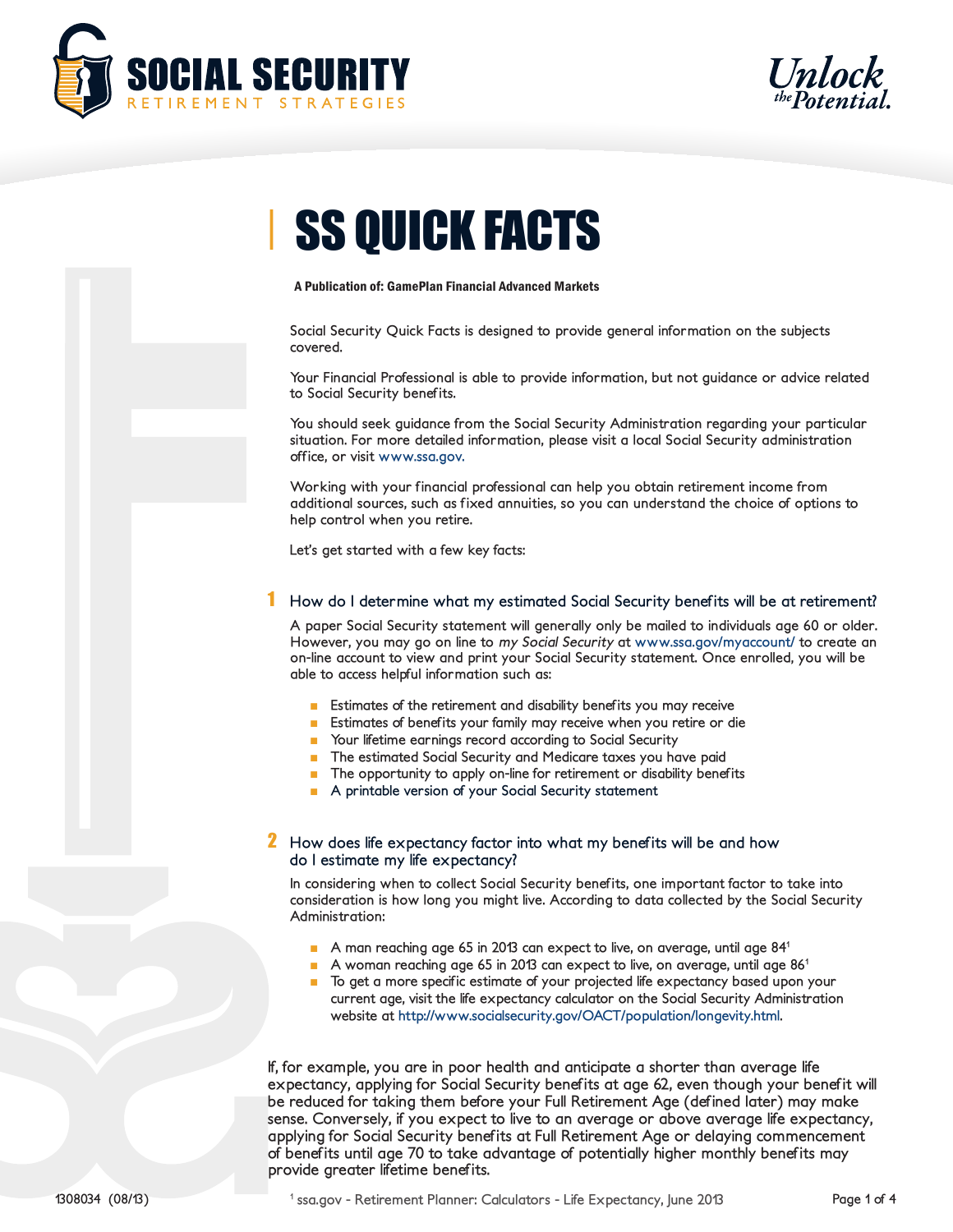# SOCIAL SECURITY

RETIREMENT STRATEGIES

*Unlock the Potential.*

# SS QUICK FACTS

**A Publication of: GamePlan Financial Advanced Markets**

Social Security Quick Facts is designed to provide general information on the subjects covered.

Your Financial Professional is able to provide information, but not guidance or advice related to Social Security benefits.

You should seek guidance from the Social Security Administration regarding your particular situation. For more detailed information, please visit a local Social Security administration office, or visit www.ssa.gov.

Working with your financial professional can help you obtain retirement income from additional sources, such as fixed annuities, so you can understand the choice of options to help control when you retire.

Let's get started with a few key facts:

## 1 How do I determine what my estimated Social Security benefits will be at retirement?

A paper Social Security statement will generally only be mailed to individuals age 60 or older. However, you may go on line to *my Social Security* at www.ssa.gov/myaccount/ to create an on-line account to view and print your Social Security statement. Once enrolled, you will be able to access helpful information such as:

- Estimates of the retirement and disability benefits you may receive
- Estimates of benefits your family may receive when you retire or die
- Your lifetime earnings record according to Social Security
- The estimated Social Security and Medicare taxes you have paid
- The opportunity to apply on-line for retirement or disability benefits
- A printable version of your Social Security statement

## 2 How does life expectancy factor into what my benefits will be and how do I estimate my life expectancy?

In considering when to collect Social Security benefits, one important factor to take into consideration is how long you might live. According to data collected by the Social Security Administration:

- A man reaching age 65 in 2013 can expect to live, on average, until age 84[1]
- A woman reaching age 65 in 2013 can expect to live, on average, until age 86[1]
- To get a more specific estimate of your projected life expectancy based upon your current age, visit the life expectancy calculator on the Social Security Administration website at http://www.socialsecurity.gov/OACT/population/longevity.html.

If, for example, you are in poor health and anticipate a shorter than average life expectancy, applying for Social Security benefits at age 62, even though your benefit will be reduced for taking them before your Full Retirement Age (defined later) may make sense. Conversely, if you expect to live to an average or above average life expectancy, applying for Social Security benefits at Full Retirement Age or delaying commencement of benefits until age 70 to take advantage of potentially higher monthly benefits may provide greater lifetime benefits.

1308034 (08/13)

[1] ssa.gov - Retirement Planner: Calculators - Life Expectancy, June 2013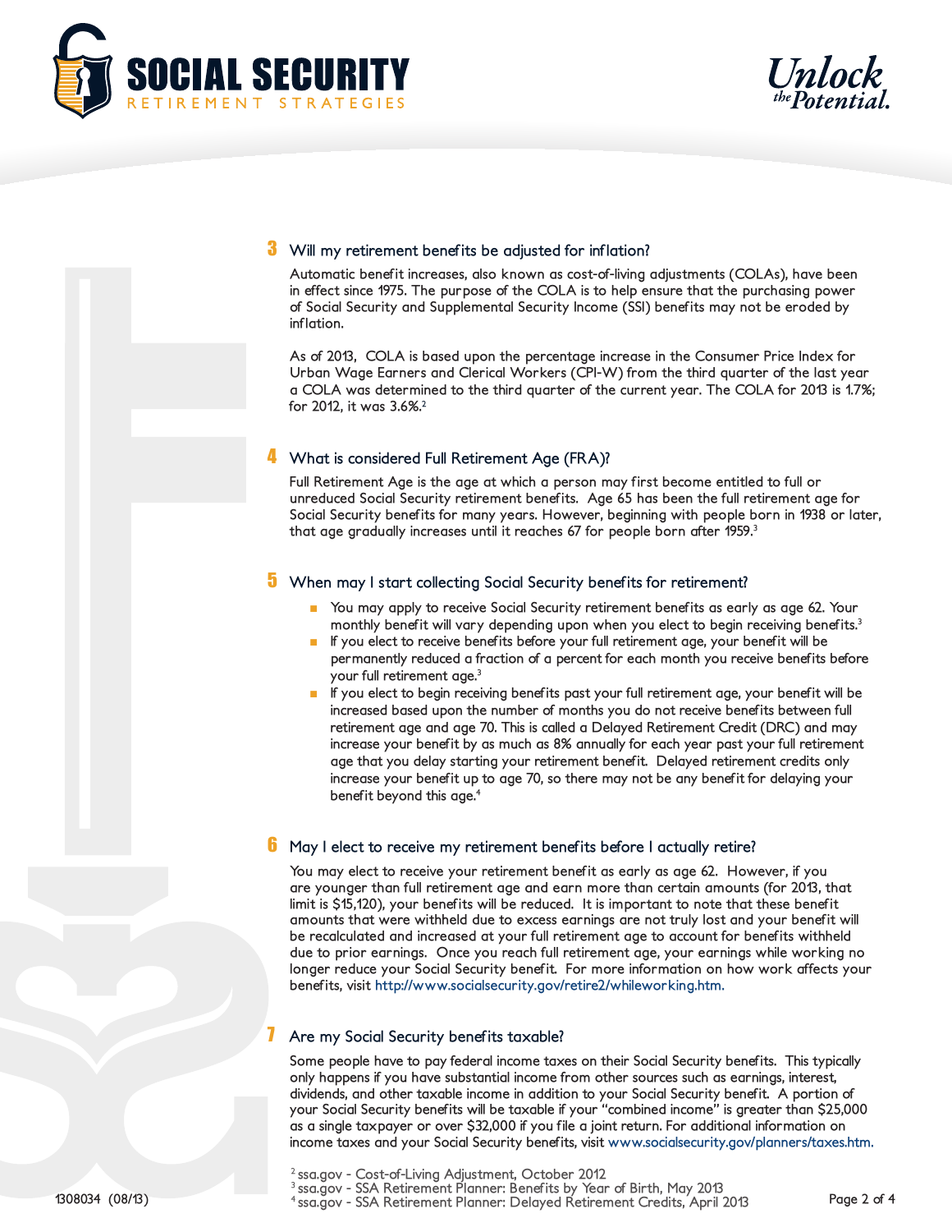## 3 Will my retirement benefits be adjusted for inflation?

Automatic benefit increases, also known as cost-of-living adjustments (COLAs), have been in effect since 1975. The purpose of the COLA is to help ensure that the purchasing power of Social Security and Supplemental Security Income (SSI) benefits may not be eroded by inflation.

As of 2013, COLA is based upon the percentage increase in the Consumer Price Index for Urban Wage Earners and Clerical Workers (CPI-W) from the third quarter of the last year a COLA was determined to the third quarter of the current year. The COLA for 2013 is 1.7%; for 2012, it was 3.6%.[2]

## 4 What is considered Full Retirement Age (FRA)?

Full Retirement Age is the age at which a person may first become entitled to full or unreduced Social Security retirement benefits. Age 65 has been the full retirement age for Social Security benefits for many years. However, beginning with people born in 1938 or later, that age gradually increases until it reaches 67 for people born after 1959.[3]

## 5 When may I start collecting Social Security benefits for retirement?

- You may apply to receive Social Security retirement benefits as early as age 62. Your monthly benefit will vary depending upon when you elect to begin receiving benefits.[3]
- If you elect to receive benefits before your full retirement age, your benefit will be permanently reduced a fraction of a percent for each month you receive benefits before your full retirement age.[3]
- If you elect to begin receiving benefits past your full retirement age, your benefit will be increased based upon the number of months you do not receive benefits between full retirement age and age 70. This is called a Delayed Retirement Credit (DRC) and may increase your benefit by as much as 8% annually for each year past your full retirement age that you delay starting your retirement benefit. Delayed retirement credits only increase your benefit up to age 70, so there may not be any benefit for delaying your benefit beyond this age.[4]

## 6 May I elect to receive my retirement benefits before I actually retire?

You may elect to receive your retirement benefit as early as age 62. However, if you are younger than full retirement age and earn more than certain amounts (for 2013, that limit is $15,120), your benefits will be reduced. It is important to note that these benefit amounts that were withheld due to excess earnings are not truly lost and your benefit will be recalculated and increased at your full retirement age to account for benefits withheld due to prior earnings. Once you reach full retirement age, your earnings while working no longer reduce your Social Security benefit. For more information on how work affects your benefits, visit http://www.socialsecurity.gov/retire2/whileworking.htm.

## 7 Are my Social Security benefits taxable?

Some people have to pay federal income taxes on their Social Security benefits. This typically only happens if you have substantial income from other sources such as earnings, interest, dividends, and other taxable income in addition to your Social Security benefit. A portion of your Social Security benefits will be taxable if your "combined income" is greater than $25,000 as a single taxpayer or over $32,000 if you file a joint return. For additional information on income taxes and your Social Security benefits, visit www.socialsecurity.gov/planners/taxes.htm.

[2] ssa.gov - Cost-of-Living Adjustment, October 2012
[3] ssa.gov - SSA Retirement Planner: Benefits by Year of Birth, May 2013
[4] ssa.gov - SSA Retirement Planner: Delayed Retirement Credits, April 2013

1308034 (08/13)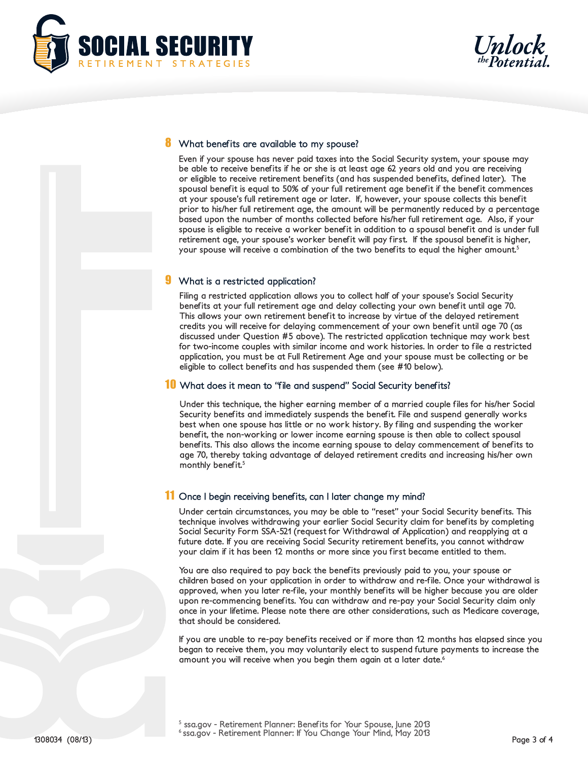## 8 What benefits are available to my spouse?

Even if your spouse has never paid taxes into the Social Security system, your spouse may be able to receive benefits if he or she is at least age 62 years old and you are receiving or eligible to receive retirement benefits (and has suspended benefits, defined later). The spousal benefit is equal to 50% of your full retirement age benefit if the benefit commences at your spouse's full retirement age or later. If, however, your spouse collects this benefit prior to his/her full retirement age, the amount will be permanently reduced by a percentage based upon the number of months collected before his/her full retirement age. Also, if your spouse is eligible to receive a worker benefit in addition to a spousal benefit and is under full retirement age, your spouse's worker benefit will pay first. If the spousal benefit is higher, your spouse will receive a combination of the two benefits to equal the higher amount.[5]

## 9 What is a restricted application?

Filing a restricted application allows you to collect half of your spouse's Social Security benefits at your full retirement age and delay collecting your own benefit until age 70. This allows your own retirement benefit to increase by virtue of the delayed retirement credits you will receive for delaying commencement of your own benefit until age 70 (as discussed under Question #5 above). The restricted application technique may work best for two-income couples with similar income and work histories. In order to file a restricted application, you must be at Full Retirement Age and your spouse must be collecting or be eligible to collect benefits and has suspended them (see #10 below).

## 10 What does it mean to "file and suspend" Social Security benefits?

Under this technique, the higher earning member of a married couple files for his/her Social Security benefits and immediately suspends the benefit. File and suspend generally works best when one spouse has little or no work history. By filing and suspending the worker benefit, the non-working or lower income earning spouse is then able to collect spousal benefits. This also allows the income earning spouse to delay commencement of benefits to age 70, thereby taking advantage of delayed retirement credits and increasing his/her own monthly benefit.[5]

## 11 Once I begin receiving benefits, can I later change my mind?

Under certain circumstances, you may be able to "reset" your Social Security benefits. This technique involves withdrawing your earlier Social Security claim for benefits by completing Social Security Form SSA-521 (request for Withdrawal of Application) and reapplying at a future date. If you are receiving Social Security retirement benefits, you cannot withdraw your claim if it has been 12 months or more since you first became entitled to them.

You are also required to pay back the benefits previously paid to you, your spouse or children based on your application in order to withdraw and re-file. Once your withdrawal is approved, when you later re-file, your monthly benefits will be higher because you are older upon re-commencing benefits. You can withdraw and re-pay your Social Security claim only once in your lifetime. Please note there are other considerations, such as Medicare coverage, that should be considered.

If you are unable to re-pay benefits received or if more than 12 months has elapsed since you began to receive them, you may voluntarily elect to suspend future payments to increase the amount you will receive when you begin them again at a later date.[6]

[5] ssa.gov - Retirement Planner: Benefits for Your Spouse, June 2013
[6] ssa.gov - Retirement Planner: If You Change Your Mind, May 2013

1308034 (08/13)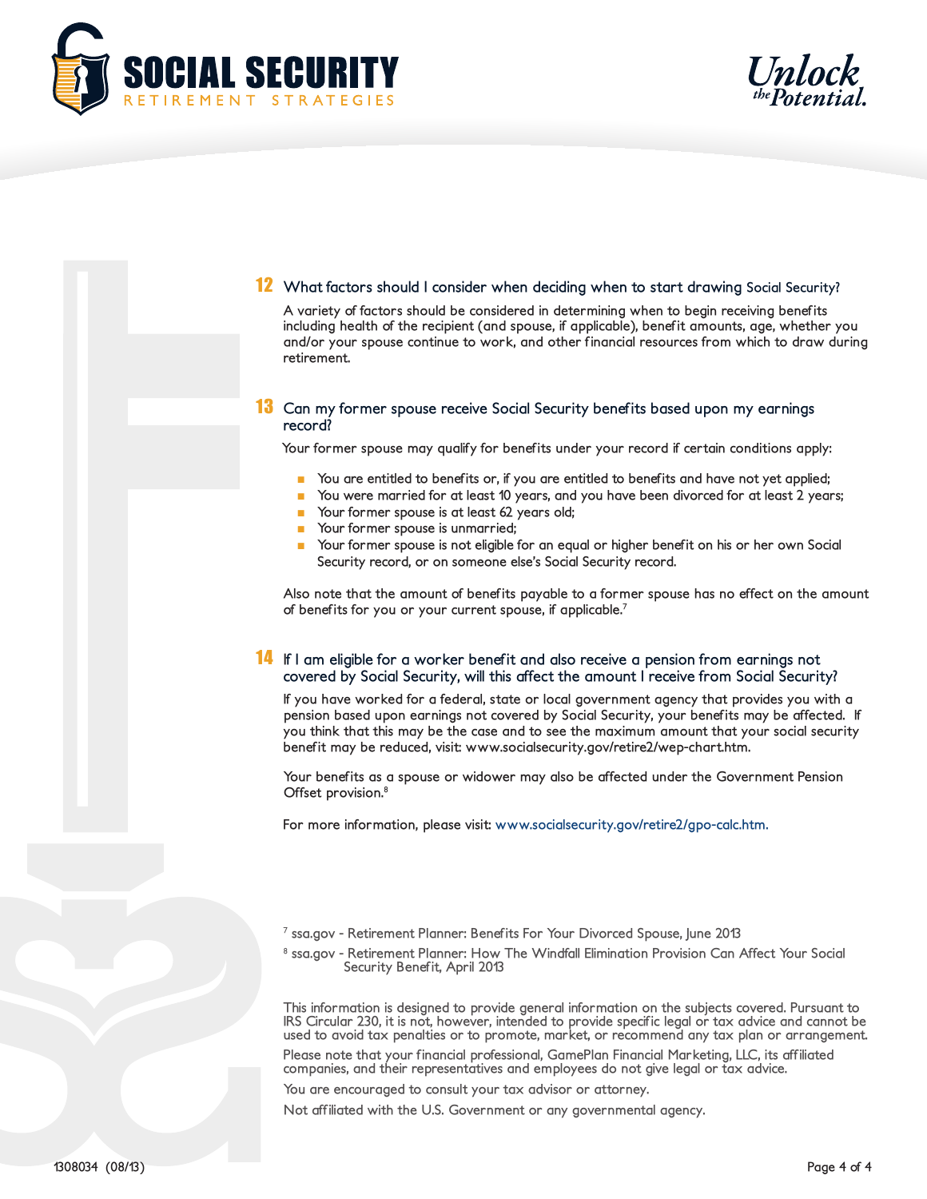## 12 What factors should I consider when deciding when to start drawing Social Security?

A variety of factors should be considered in determining when to begin receiving benefits including health of the recipient (and spouse, if applicable), benefit amounts, age, whether you and/or your spouse continue to work, and other financial resources from which to draw during retirement.

## 13 Can my former spouse receive Social Security benefits based upon my earnings record?

Your former spouse may qualify for benefits under your record if certain conditions apply:

- You are entitled to benefits or, if you are entitled to benefits and have not yet applied;
- You were married for at least 10 years, and you have been divorced for at least 2 years;
- Your former spouse is at least 62 years old;
- Your former spouse is unmarried;
- Your former spouse is not eligible for an equal or higher benefit on his or her own Social Security record, or on someone else's Social Security record.

Also note that the amount of benefits payable to a former spouse has no effect on the amount of benefits for you or your current spouse, if applicable.[7]

## 14 If I am eligible for a worker benefit and also receive a pension from earnings not covered by Social Security, will this affect the amount I receive from Social Security?

If you have worked for a federal, state or local government agency that provides you with a pension based upon earnings not covered by Social Security, your benefits may be affected. If you think that this may be the case and to see the maximum amount that your social security benefit may be reduced, visit: www.socialsecurity.gov/retire2/wep-chart.htm.

Your benefits as a spouse or widower may also be affected under the Government Pension Offset provision.[8]

For more information, please visit: www.socialsecurity.gov/retire2/gpo-calc.htm.

[7] ssa.gov - Retirement Planner: Benefits For Your Divorced Spouse, June 2013

[8] ssa.gov - Retirement Planner: How The Windfall Elimination Provision Can Affect Your Social Security Benefit, April 2013

This information is designed to provide general information on the subjects covered. Pursuant to IRS Circular 230, it is not, however, intended to provide specific legal or tax advice and cannot be used to avoid tax penalties or to promote, market, or recommend any tax plan or arrangement.

Please note that your financial professional, GamePlan Financial Marketing, LLC, its affiliated companies, and their representatives and employees do not give legal or tax advice.

You are encouraged to consult your tax advisor or attorney.

Not affiliated with the U.S. Government or any governmental agency.

1308034 (08/13)